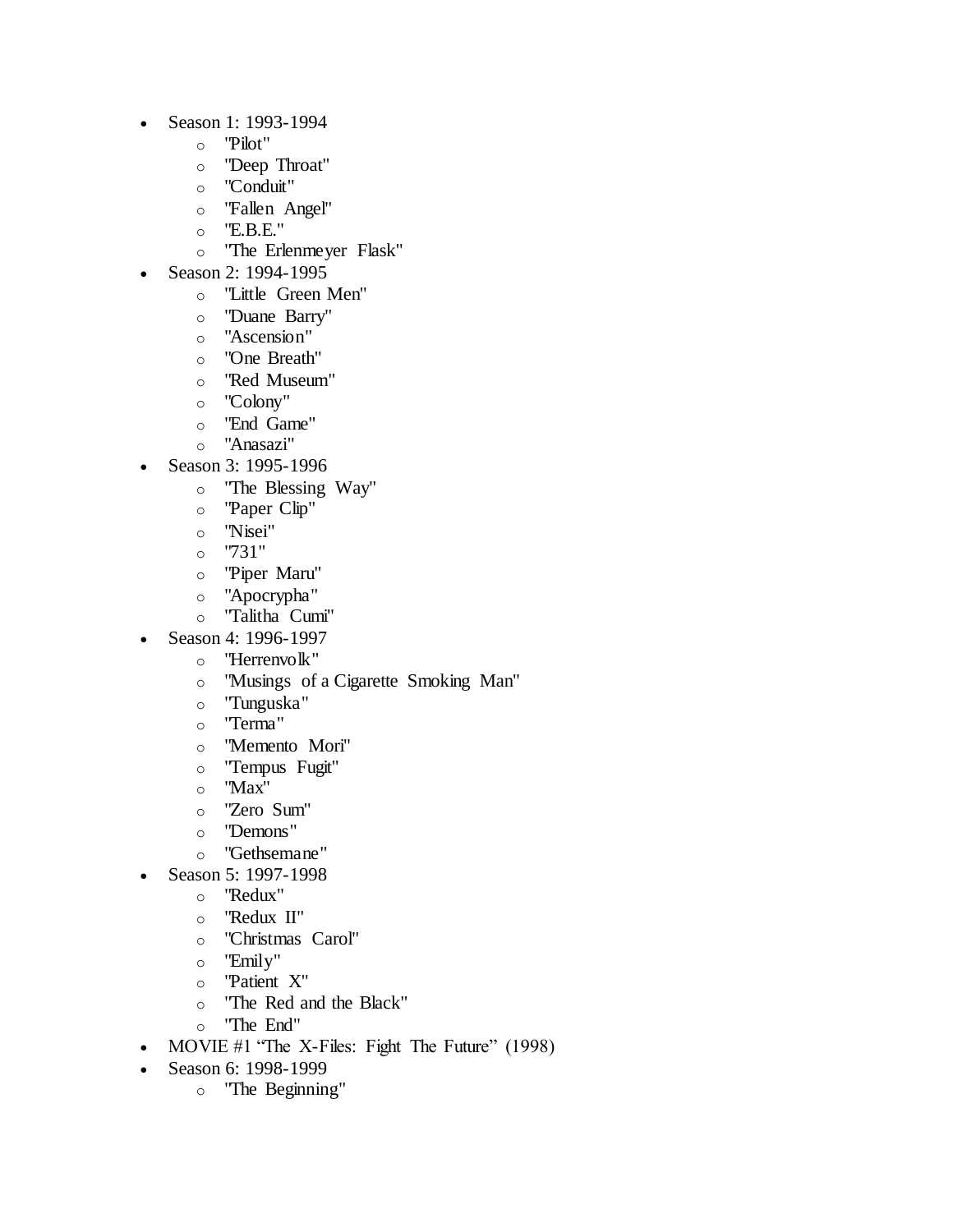- Season 1: 1993-1994
    - "Pilot"
    - "Deep Throat"
    - "Conduit"
    - "Fallen Angel"
    - "E.B.E."
    - "The Erlenmeyer Flask"
- Season 2: 1994-1995
    - "Little Green Men"
    - "Duane Barry"
    - "Ascension"
    - "One Breath"
    - "Red Museum"
    - "Colony"
    - "End Game"
    - "Anasazi"
- Season 3: 1995-1996
    - "The Blessing Way"
    - "Paper Clip"
    - "Nisei"
    - "731"
    - "Piper Maru"
    - "Apocrypha"
    - "Talitha Cumi"
- Season 4: 1996-1997
    - "Herrenvolk"
    - "Musings of a Cigarette Smoking Man"
    - "Tunguska"
    - "Terma"
    - "Memento Mori"
    - "Tempus Fugit"
    - "Max"
    - "Zero Sum"
    - "Demons"
    - "Gethsemane"
- Season 5: 1997-1998
    - "Redux"
    - "Redux II"
    - "Christmas Carol"
    - "Emily"
    - "Patient X"
    - "The Red and the Black"
    - "The End"
- MOVIE #1 "The X-Files: Fight The Future" (1998)
- Season 6: 1998-1999
    - "The Beginning"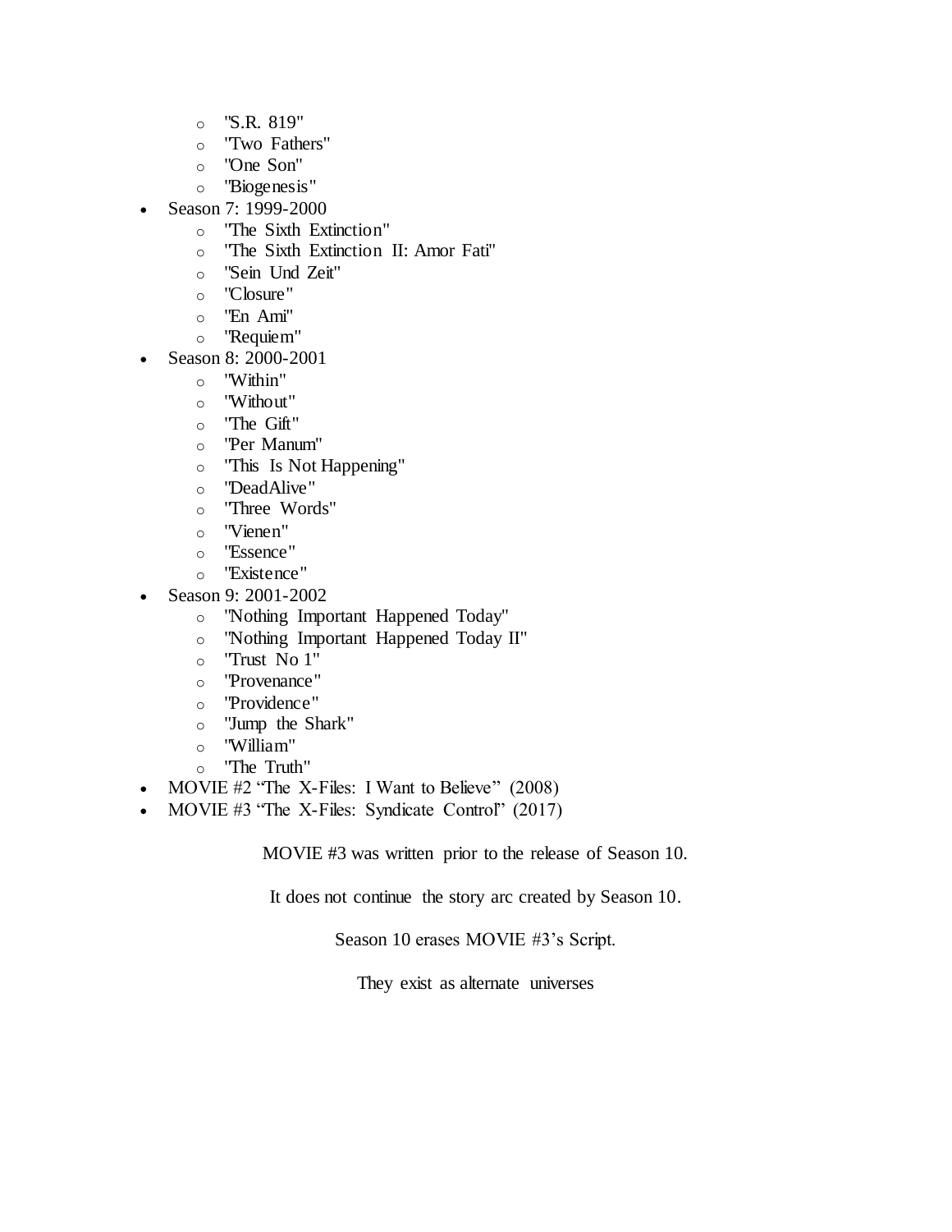- "S.R. 819"
  - "Two Fathers"
  - "One Son"
  - "Biogenesis"
- Season 7: 1999-2000
  - "The Sixth Extinction"
  - "The Sixth Extinction II: Amor Fati"
  - "Sein Und Zeit"
  - "Closure"
  - "En Ami"
  - "Requiem"
- Season 8: 2000-2001
  - "Within"
  - "Without"
  - "The Gift"
  - "Per Manum"
  - "This Is Not Happening"
  - "DeadAlive"
  - "Three Words"
  - "Vienen"
  - "Essence"
  - "Existence"
- Season 9: 2001-2002
  - "Nothing Important Happened Today"
  - "Nothing Important Happened Today II"
  - "Trust No 1"
  - "Provenance"
  - "Providence"
  - "Jump the Shark"
  - "William"
  - "The Truth"
- MOVIE #2 "The X-Files: I Want to Believe" (2008)
- MOVIE #3 "The X-Files: Syndicate Control" (2017)

MOVIE #3 was written prior to the release of Season 10.

It does not continue the story arc created by Season 10.

Season 10 erases MOVIE #3's Script.

They exist as alternate universes